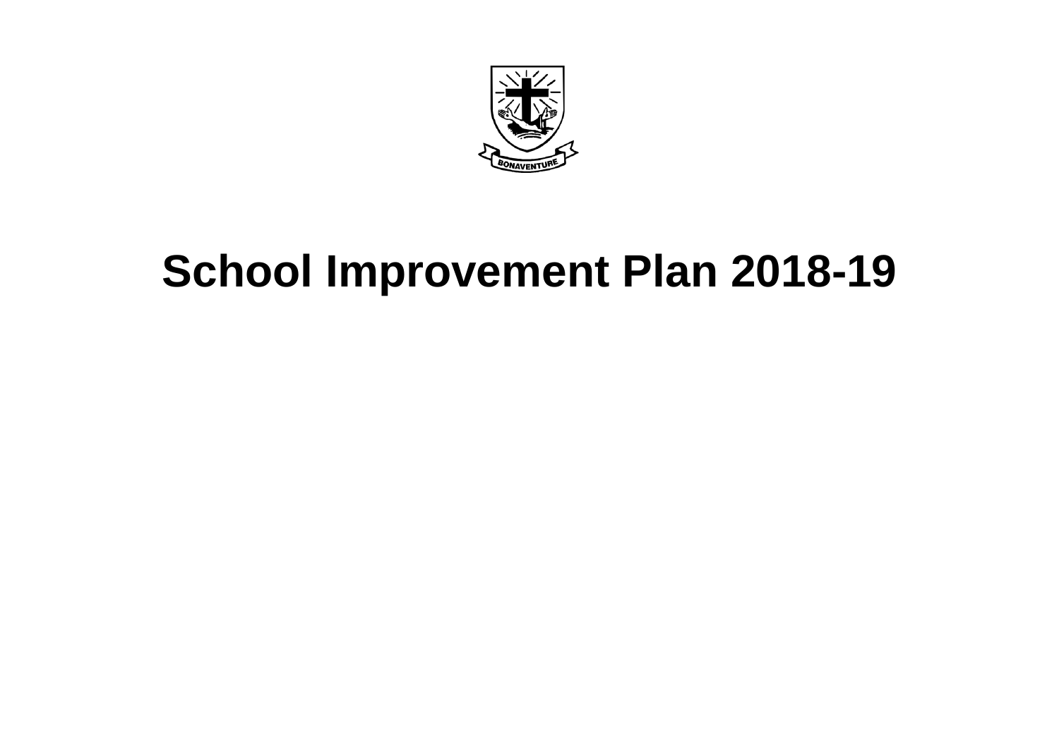BONAVENTURE

# School Improvement Plan 2018-19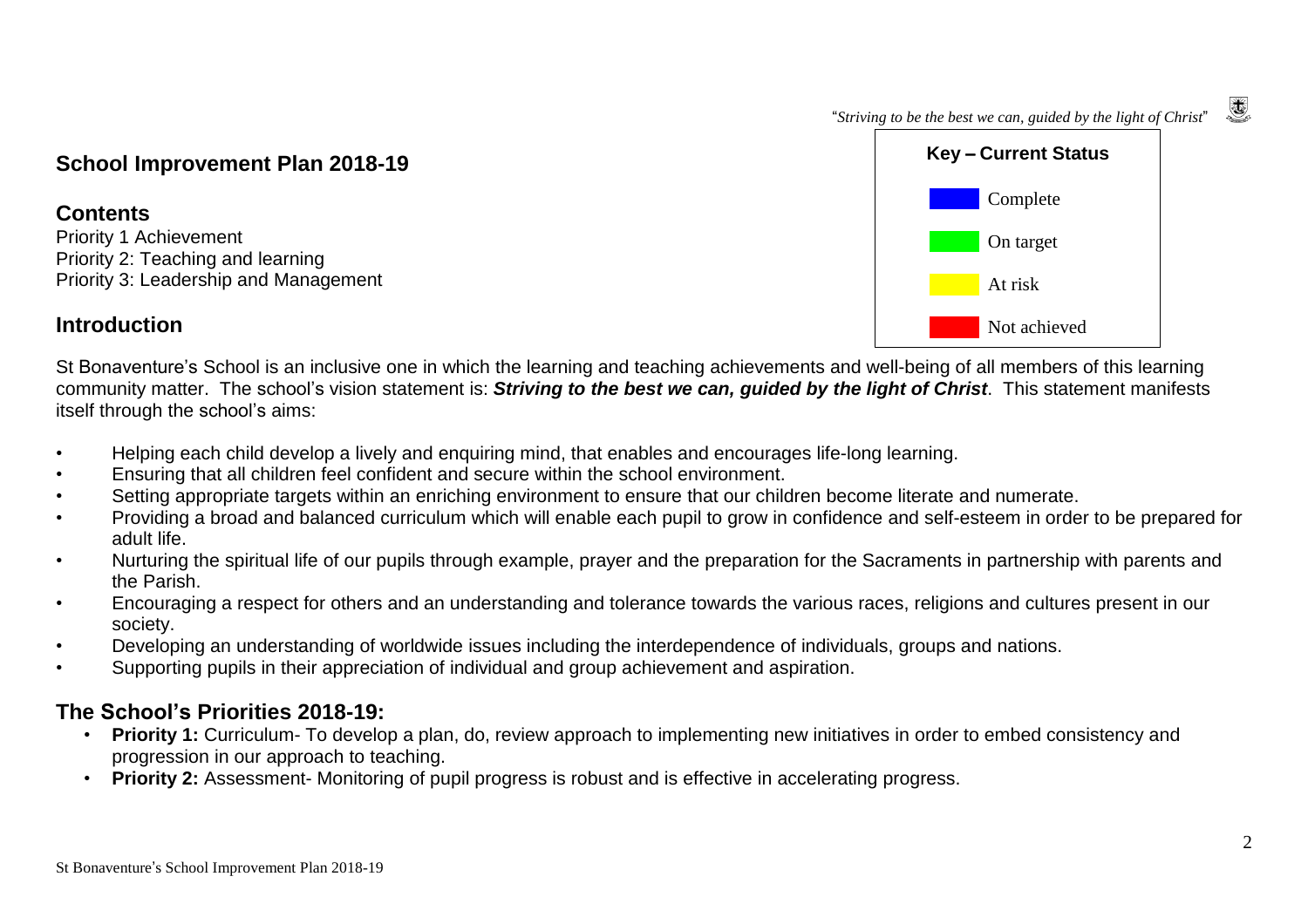"*Striving to be the best we can, guided by the light of Christ*"

## School Improvement Plan 2018-19

| Key – Current Status |
| --- |
| Complete |
| On target |
| At risk |
| Not achieved |

## Contents

Priority 1 Achievement
Priority 2: Teaching and learning
Priority 3: Leadership and Management

## Introduction

St Bonaventure's School is an inclusive one in which the learning and teaching achievements and well-being of all members of this learning community matter. The school's vision statement is: ***Striving to the best we can, guided by the light of Christ***. This statement manifests itself through the school's aims:

- Helping each child develop a lively and enquiring mind, that enables and encourages life-long learning.
- Ensuring that all children feel confident and secure within the school environment.
- Setting appropriate targets within an enriching environment to ensure that our children become literate and numerate.
- Providing a broad and balanced curriculum which will enable each pupil to grow in confidence and self-esteem in order to be prepared for adult life.
- Nurturing the spiritual life of our pupils through example, prayer and the preparation for the Sacraments in partnership with parents and the Parish.
- Encouraging a respect for others and an understanding and tolerance towards the various races, religions and cultures present in our society.
- Developing an understanding of worldwide issues including the interdependence of individuals, groups and nations.
- Supporting pupils in their appreciation of individual and group achievement and aspiration.

## The School's Priorities 2018-19:

- **Priority 1:** Curriculum- To develop a plan, do, review approach to implementing new initiatives in order to embed consistency and progression in our approach to teaching.
- **Priority 2:** Assessment- Monitoring of pupil progress is robust and is effective in accelerating progress.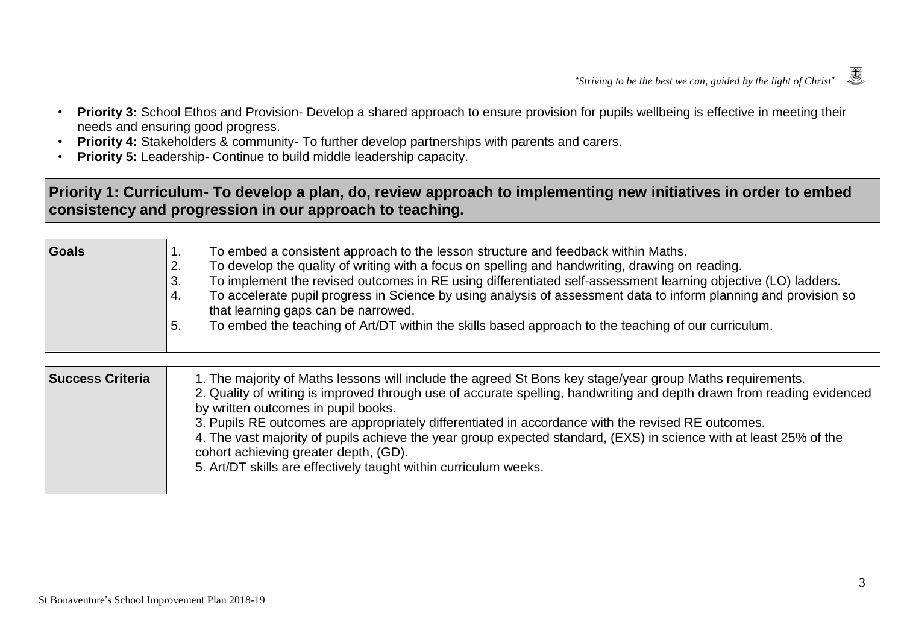- **Priority 3:** School Ethos and Provision- Develop a shared approach to ensure provision for pupils wellbeing is effective in meeting their needs and ensuring good progress.
- **Priority 4:** Stakeholders & community- To further develop partnerships with parents and carers.
- **Priority 5:** Leadership- Continue to build middle leadership capacity.

## Priority 1: Curriculum- To develop a plan, do, review approach to implementing new initiatives in order to embed consistency and progression in our approach to teaching.

| **Goals** | 1. To embed a consistent approach to the lesson structure and feedback within Maths.<br>2. To develop the quality of writing with a focus on spelling and handwriting, drawing on reading.<br>3. To implement the revised outcomes in RE using differentiated self-assessment learning objective (LO) ladders.<br>4. To accelerate pupil progress in Science by using analysis of assessment data to inform planning and provision so that learning gaps can be narrowed.<br>5. To embed the teaching of Art/DT within the skills based approach to the teaching of our curriculum. |
|---|---|

| **Success Criteria** | 1. The majority of Maths lessons will include the agreed St Bons key stage/year group Maths requirements.<br>2. Quality of writing is improved through use of accurate spelling, handwriting and depth drawn from reading evidenced by written outcomes in pupil books.<br>3. Pupils RE outcomes are appropriately differentiated in accordance with the revised RE outcomes.<br>4. The vast majority of pupils achieve the year group expected standard, (EXS) in science with at least 25% of the cohort achieving greater depth, (GD).<br>5. Art/DT skills are effectively taught within curriculum weeks. |
|---|---|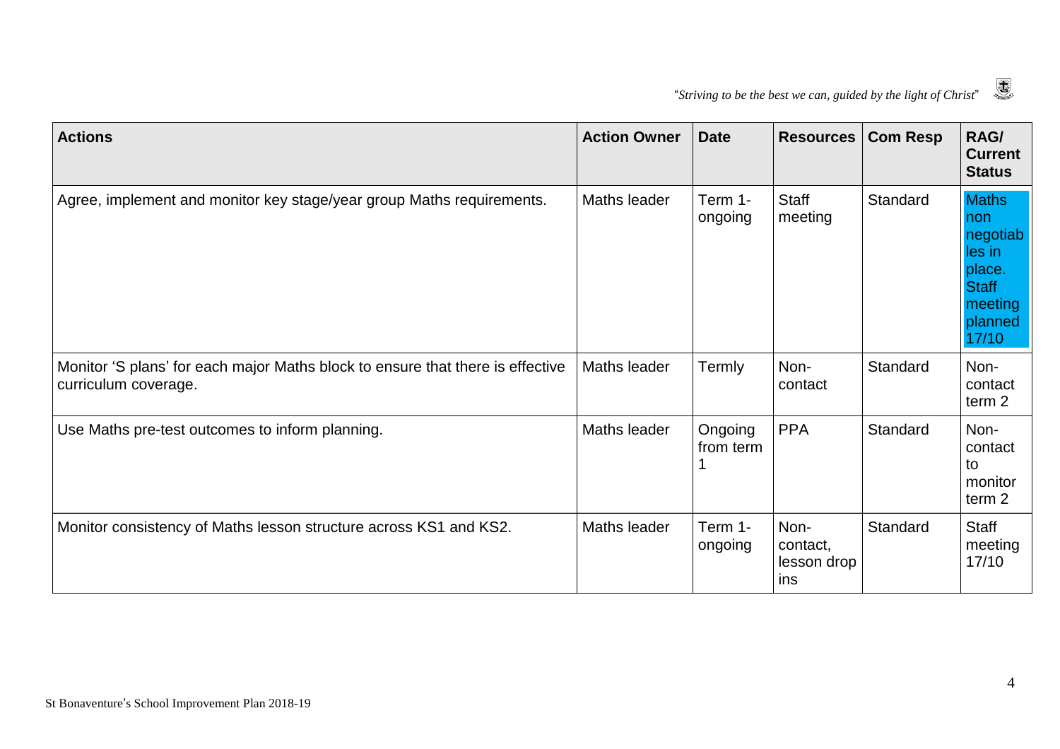| Actions | Action Owner | Date | Resources | Com Resp | RAG/ Current Status |
|---|---|---|---|---|---|
| Agree, implement and monitor key stage/year group Maths requirements. | Maths leader | Term 1- ongoing | Staff meeting | Standard | Maths non negotiables in place. Staff meeting planned 17/10 |
| Monitor 'S plans' for each major Maths block to ensure that there is effective curriculum coverage. | Maths leader | Termly | Non-contact | Standard | Non-contact term 2 |
| Use Maths pre-test outcomes to inform planning. | Maths leader | Ongoing from term 1 | PPA | Standard | Non-contact to monitor term 2 |
| Monitor consistency of Maths lesson structure across KS1 and KS2. | Maths leader | Term 1- ongoing | Non-contact, lesson drop ins | Standard | Staff meeting 17/10 |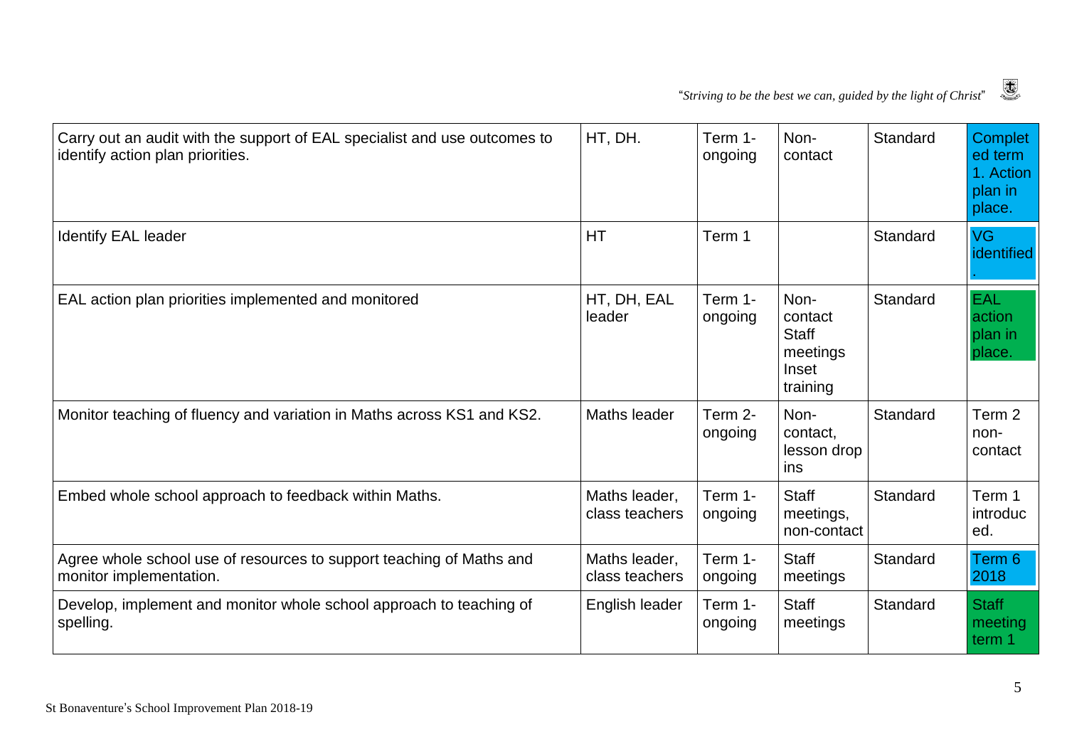| | | | | | |
|---|---|---|---|---|---|
| Carry out an audit with the support of EAL specialist and use outcomes to identify action plan priorities. | HT, DH. | Term 1- ongoing | Non-contact | Standard | Completed term 1. Action plan in place. |
| Identify EAL leader | HT | Term 1 | | Standard | VG identified. |
| EAL action plan priorities implemented and monitored | HT, DH, EAL leader | Term 1- ongoing | Non-contact Staff meetings Inset training | Standard | EAL action plan in place. |
| Monitor teaching of fluency and variation in Maths across KS1 and KS2. | Maths leader | Term 2- ongoing | Non-contact, lesson drop ins | Standard | Term 2 non-contact |
| Embed whole school approach to feedback within Maths. | Maths leader, class teachers | Term 1- ongoing | Staff meetings, non-contact | Standard | Term 1 introduced. |
| Agree whole school use of resources to support teaching of Maths and monitor implementation. | Maths leader, class teachers | Term 1- ongoing | Staff meetings | Standard | Term 6 2018 |
| Develop, implement and monitor whole school approach to teaching of spelling. | English leader | Term 1- ongoing | Staff meetings | Standard | Staff meeting term 1 |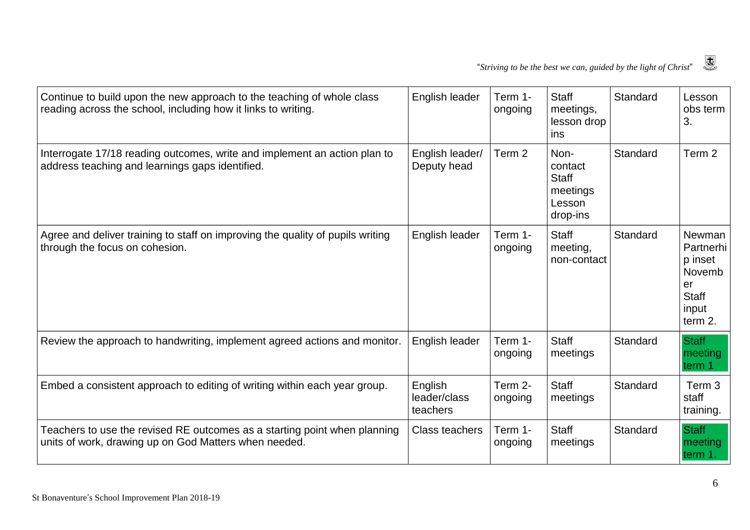| | | | | | |
|---|---|---|---|---|---|
| Continue to build upon the new approach to the teaching of whole class reading across the school, including how it links to writing. | English leader | Term 1- ongoing | Staff meetings, lesson drop ins | Standard | Lesson obs term 3. |
| Interrogate 17/18 reading outcomes, write and implement an action plan to address teaching and learnings gaps identified. | English leader/ Deputy head | Term 2 | Non-contact Staff meetings Lesson drop-ins | Standard | Term 2 |
| Agree and deliver training to staff on improving the quality of pupils writing through the focus on cohesion. | English leader | Term 1- ongoing | Staff meeting, non-contact | Standard | Newman Partnerhip inset November Staff input term 2. |
| Review the approach to handwriting, implement agreed actions and monitor. | English leader | Term 1- ongoing | Staff meetings | Standard | Staff meeting term 1 |
| Embed a consistent approach to editing of writing within each year group. | English leader/class teachers | Term 2- ongoing | Staff meetings | Standard | Term 3 staff training. |
| Teachers to use the revised RE outcomes as a starting point when planning units of work, drawing up on God Matters when needed. | Class teachers | Term 1- ongoing | Staff meetings | Standard | Staff meeting term 1. |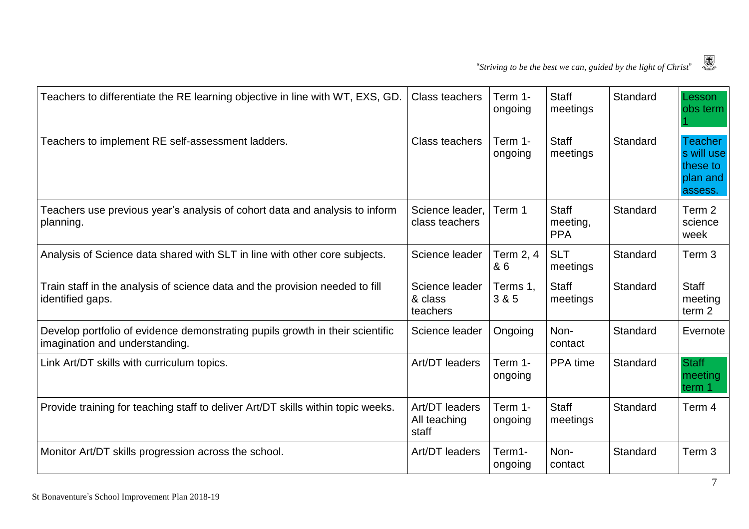| Teachers to differentiate the RE learning objective in line with WT, EXS, GD. | Class teachers | Term 1-ongoing | Staff meetings | Standard | Lesson obs term 1 |
|---|---|---|---|---|---|
| Teachers to implement RE self-assessment ladders. | Class teachers | Term 1-ongoing | Staff meetings | Standard | Teachers will use these to plan and assess. |
| Teachers use previous year's analysis of cohort data and analysis to inform planning. | Science leader, class teachers | Term 1 | Staff meeting, PPA | Standard | Term 2 science week |
| Analysis of Science data shared with SLT in line with other core subjects.<br><br>Train staff in the analysis of science data and the provision needed to fill identified gaps. | Science leader<br><br>Science leader & class teachers | Term 2, 4 & 6<br><br>Terms 1, 3 & 5 | SLT meetings<br><br>Staff meetings | Standard<br><br>Standard | Term 3<br><br>Staff meeting term 2 |
| Develop portfolio of evidence demonstrating pupils growth in their scientific imagination and understanding. | Science leader | Ongoing | Non-contact | Standard | Evernote |
| Link Art/DT skills with curriculum topics. | Art/DT leaders | Term 1-ongoing | PPA time | Standard | Staff meeting term 1 |
| Provide training for teaching staff to deliver Art/DT skills within topic weeks. | Art/DT leaders All teaching staff | Term 1-ongoing | Staff meetings | Standard | Term 4 |
| Monitor Art/DT skills progression across the school. | Art/DT leaders | Term1-ongoing | Non-contact | Standard | Term 3 |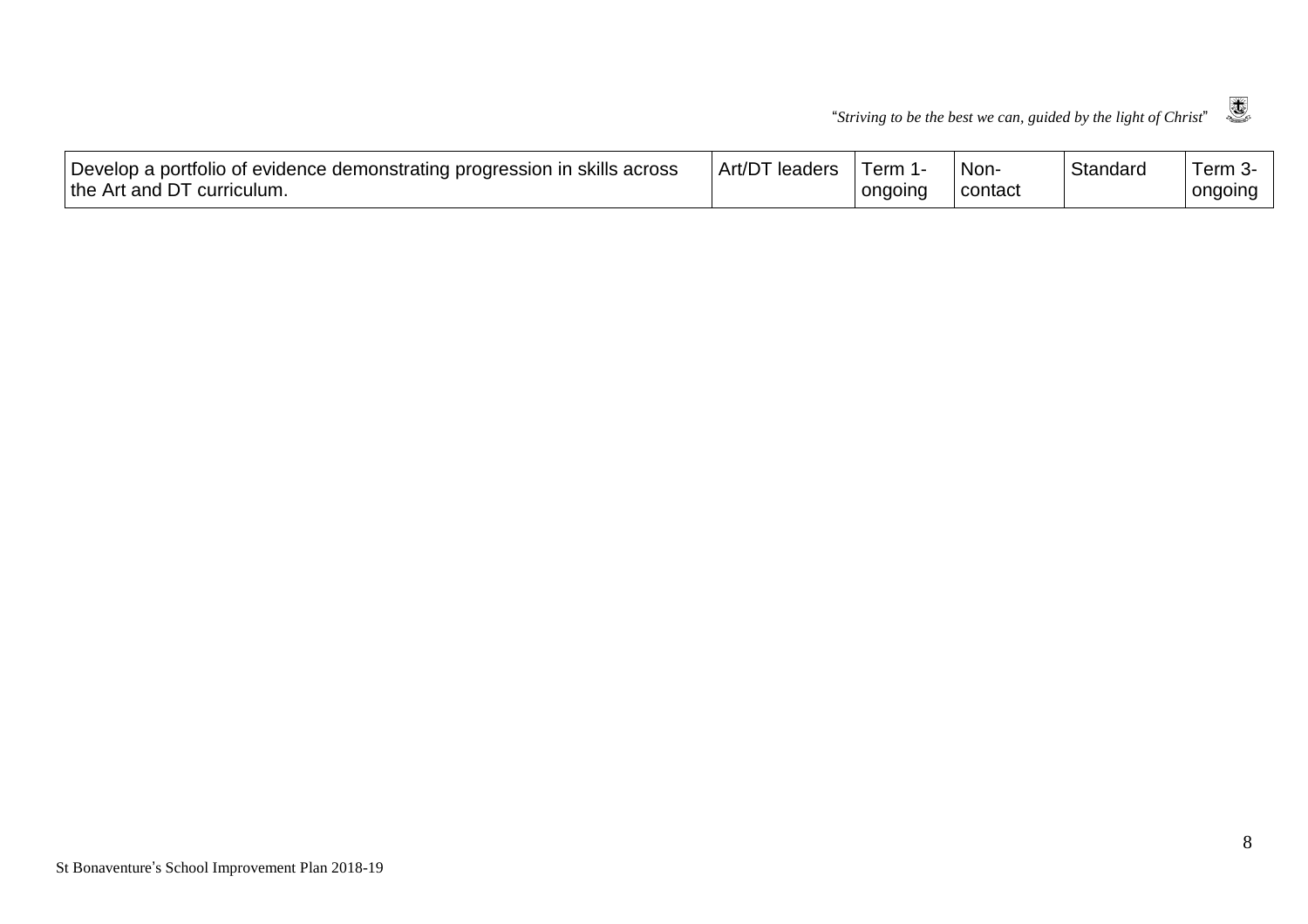| | | | | | |
|---|---|---|---|---|---|
| Develop a portfolio of evidence demonstrating progression in skills across the Art and DT curriculum. | Art/DT leaders | Term 1-ongoing | Non-contact | Standard | Term 3-ongoing |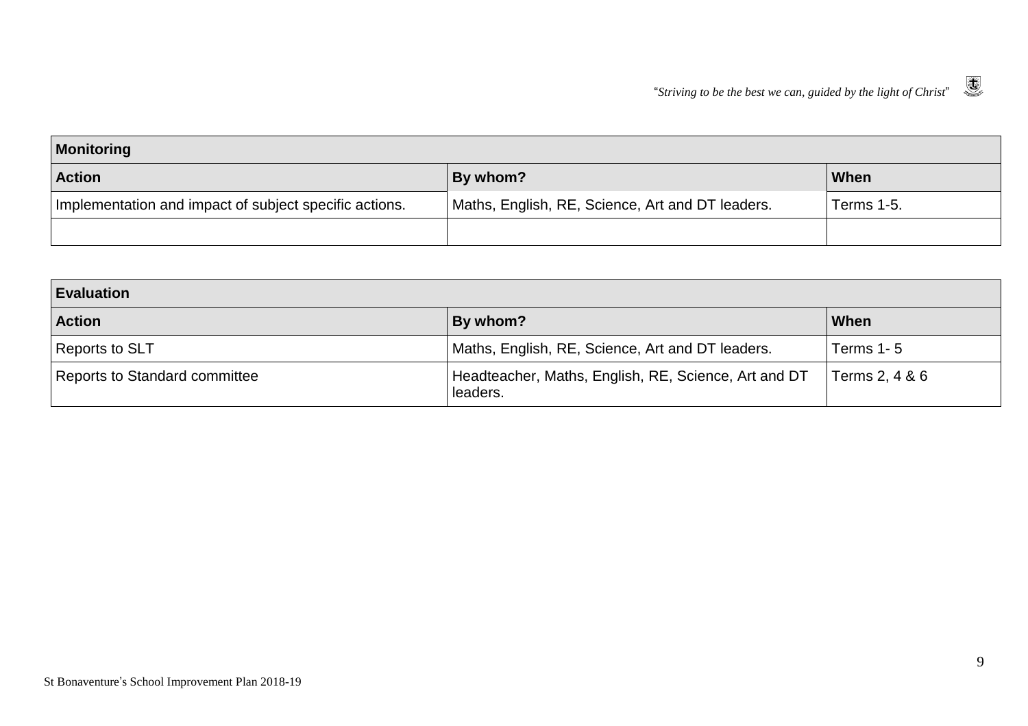| Monitoring | | |
|---|---|---|
| **Action** | **By whom?** | **When** |
| Implementation and impact of subject specific actions. | Maths, English, RE, Science, Art and DT leaders. | Terms 1-5. |
| | | |

| Evaluation | | |
|---|---|---|
| **Action** | **By whom?** | **When** |
| Reports to SLT | Maths, English, RE, Science, Art and DT leaders. | Terms 1- 5 |
| Reports to Standard committee | Headteacher, Maths, English, RE, Science, Art and DT leaders. | Terms 2, 4 & 6 |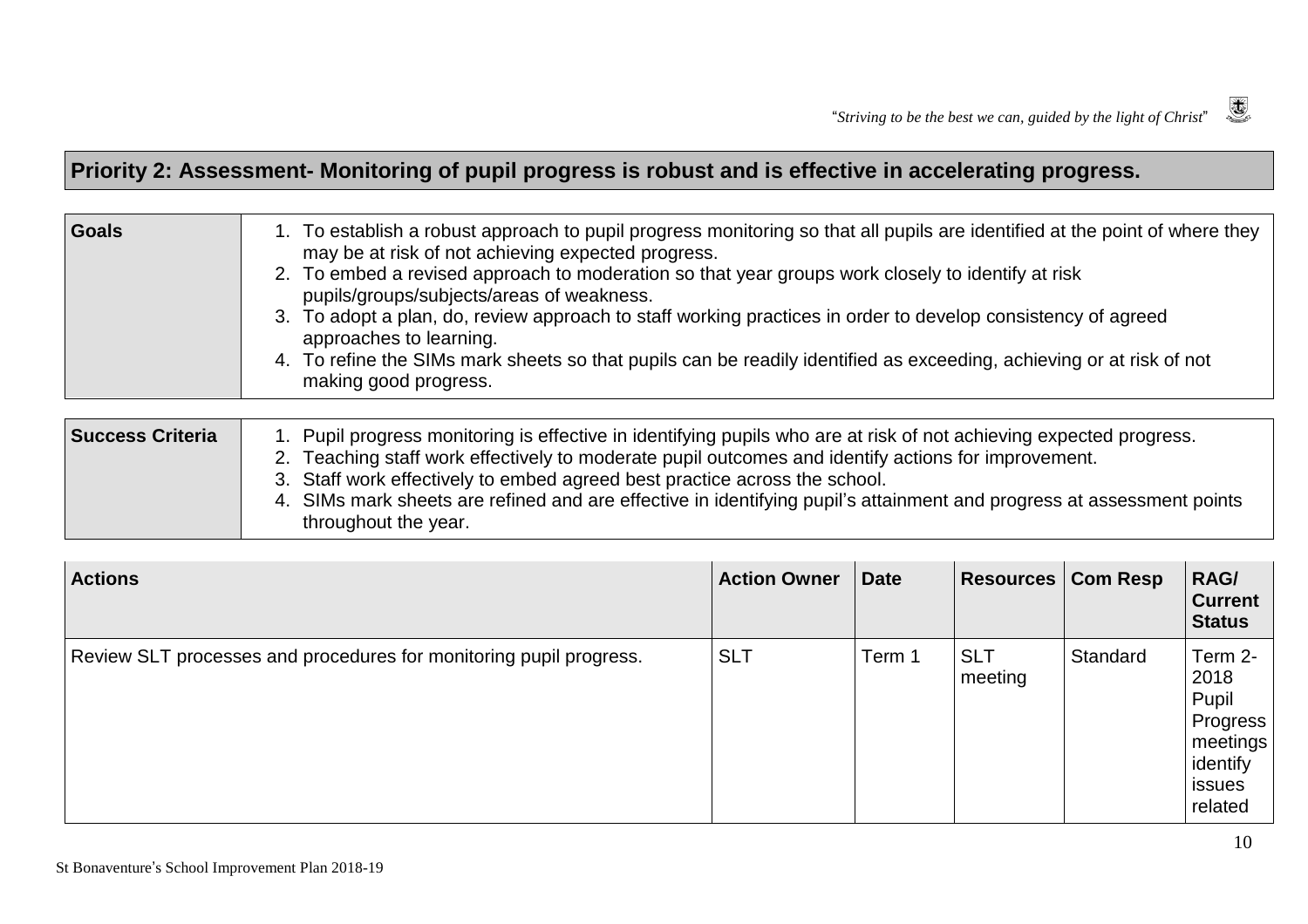## Priority 2: Assessment- Monitoring of pupil progress is robust and is effective in accelerating progress.

| Goals | |
|---|---|
| | 1. To establish a robust approach to pupil progress monitoring so that all pupils are identified at the point of where they may be at risk of not achieving expected progress.<br>2. To embed a revised approach to moderation so that year groups work closely to identify at risk pupils/groups/subjects/areas of weakness.<br>3. To adopt a plan, do, review approach to staff working practices in order to develop consistency of agreed approaches to learning.<br>4. To refine the SIMs mark sheets so that pupils can be readily identified as exceeding, achieving or at risk of not making good progress. |

| Success Criteria | |
|---|---|
| | 1. Pupil progress monitoring is effective in identifying pupils who are at risk of not achieving expected progress.<br>2. Teaching staff work effectively to moderate pupil outcomes and identify actions for improvement.<br>3. Staff work effectively to embed agreed best practice across the school.<br>4. SIMs mark sheets are refined and are effective in identifying pupil's attainment and progress at assessment points throughout the year. |

| Actions | Action Owner | Date | Resources | Com Resp | RAG/ Current Status |
|---|---|---|---|---|---|
| Review SLT processes and procedures for monitoring pupil progress. | SLT | Term 1 | SLT meeting | Standard | Term 2-2018 Pupil Progress meetings identify issues related |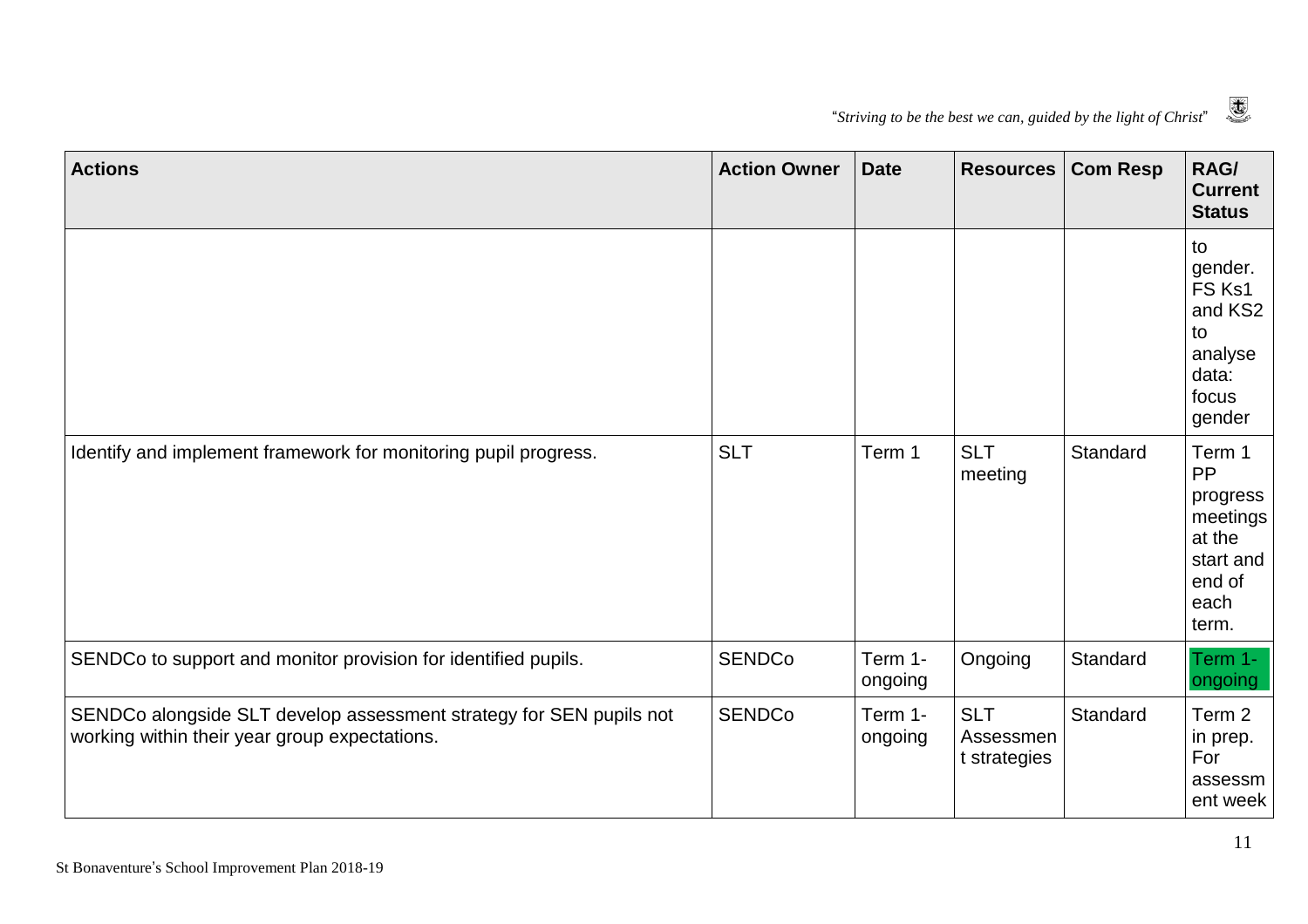| Actions | Action Owner | Date | Resources | Com Resp | RAG/ Current Status |
|---|---|---|---|---|---|
| | | | | | to gender. FS Ks1 and KS2 to analyse data: focus gender |
| Identify and implement framework for monitoring pupil progress. | SLT | Term 1 | SLT meeting | Standard | Term 1 PP progress meetings at the start and end of each term. |
| SENDCo to support and monitor provision for identified pupils. | SENDCo | Term 1- ongoing | Ongoing | Standard | Term 1- ongoing |
| SENDCo alongside SLT develop assessment strategy for SEN pupils not working within their year group expectations. | SENDCo | Term 1- ongoing | SLT Assessment strategies | Standard | Term 2 in prep. For assessment week |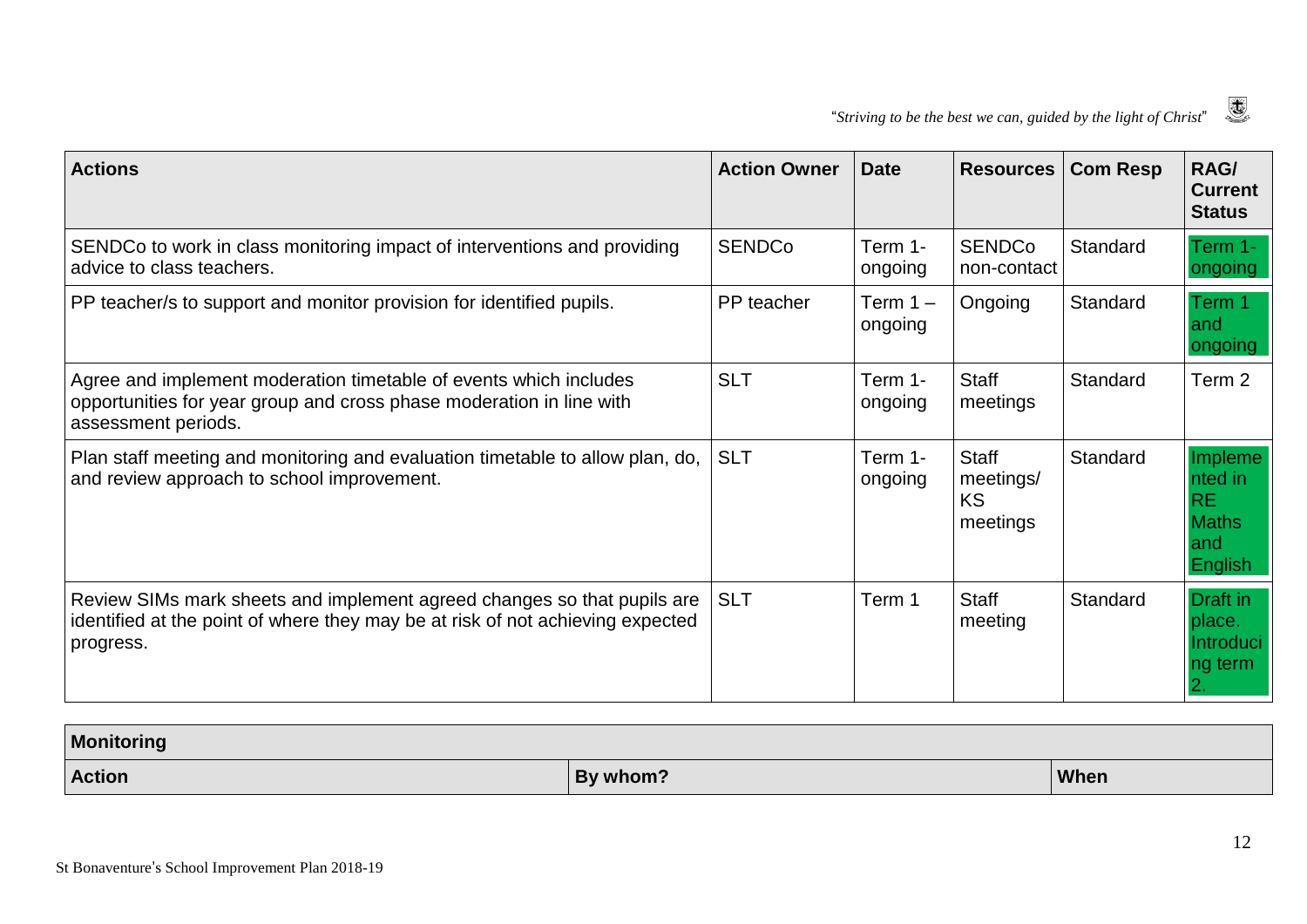| Actions | Action Owner | Date | Resources | Com Resp | RAG/ Current Status |
|---|---|---|---|---|---|
| SENDCo to work in class monitoring impact of interventions and providing advice to class teachers. | SENDCo | Term 1- ongoing | SENDCo non-contact | Standard | Term 1- ongoing |
| PP teacher/s to support and monitor provision for identified pupils. | PP teacher | Term 1 – ongoing | Ongoing | Standard | Term 1 and ongoing |
| Agree and implement moderation timetable of events which includes opportunities for year group and cross phase moderation in line with assessment periods. | SLT | Term 1- ongoing | Staff meetings | Standard | Term 2 |
| Plan staff meeting and monitoring and evaluation timetable to allow plan, do, and review approach to school improvement. | SLT | Term 1- ongoing | Staff meetings/ KS meetings | Standard | Implemented in RE Maths and English |
| Review SIMs mark sheets and implement agreed changes so that pupils are identified at the point of where they may be at risk of not achieving expected progress. | SLT | Term 1 | Staff meeting | Standard | Draft in place. Introducing term 2. |

| Monitoring | | |
|---|---|---|
| **Action** | **By whom?** | **When** |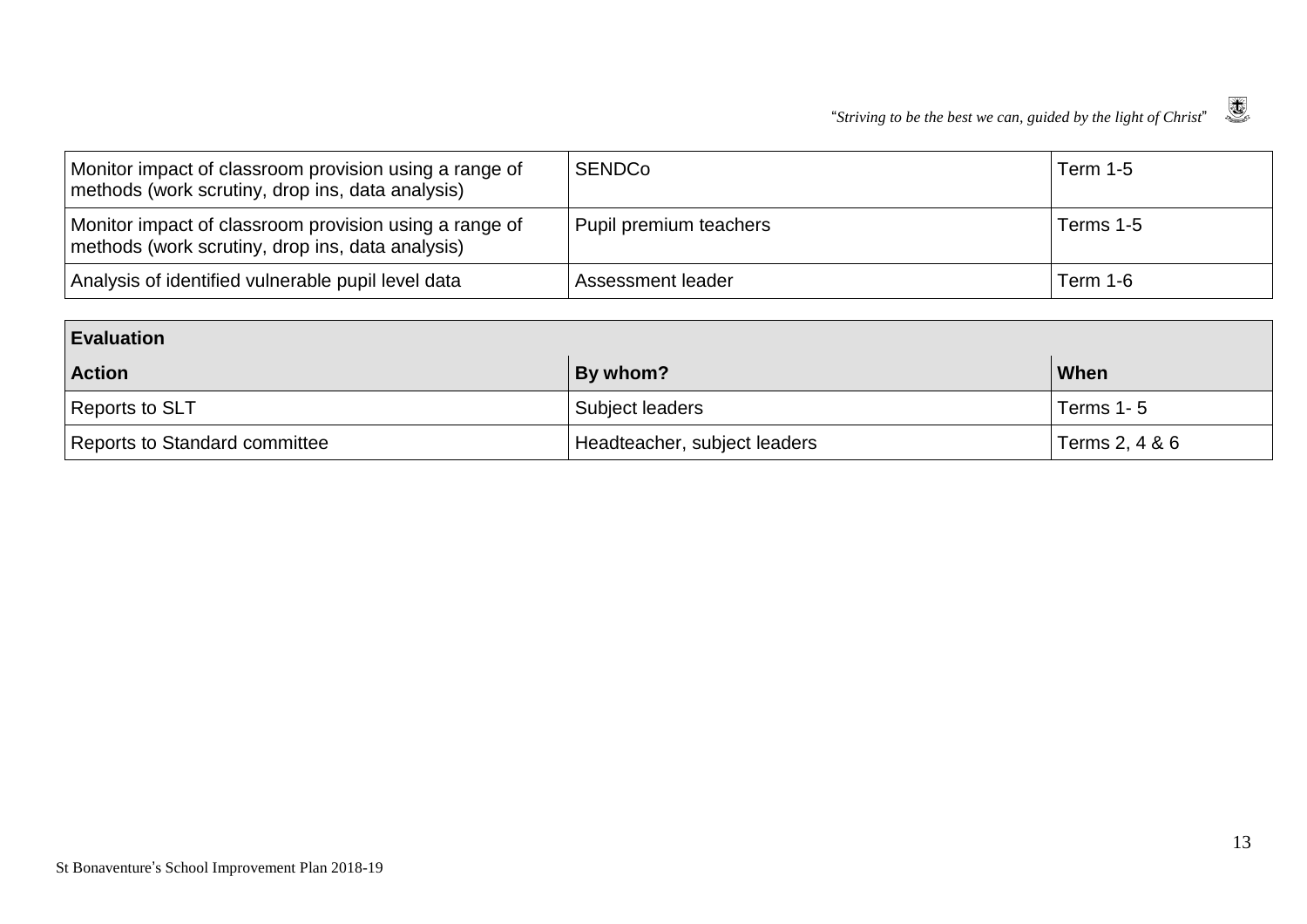| | | |
|---|---|---|
| Monitor impact of classroom provision using a range of methods (work scrutiny, drop ins, data analysis) | SENDCo | Term 1-5 |
| Monitor impact of classroom provision using a range of methods (work scrutiny, drop ins, data analysis) | Pupil premium teachers | Terms 1-5 |
| Analysis of identified vulnerable pupil level data | Assessment leader | Term 1-6 |

| **Evaluation** | | |
|---|---|---|
| **Action** | **By whom?** | **When** |
| Reports to SLT | Subject leaders | Terms 1- 5 |
| Reports to Standard committee | Headteacher, subject leaders | Terms 2, 4 & 6 |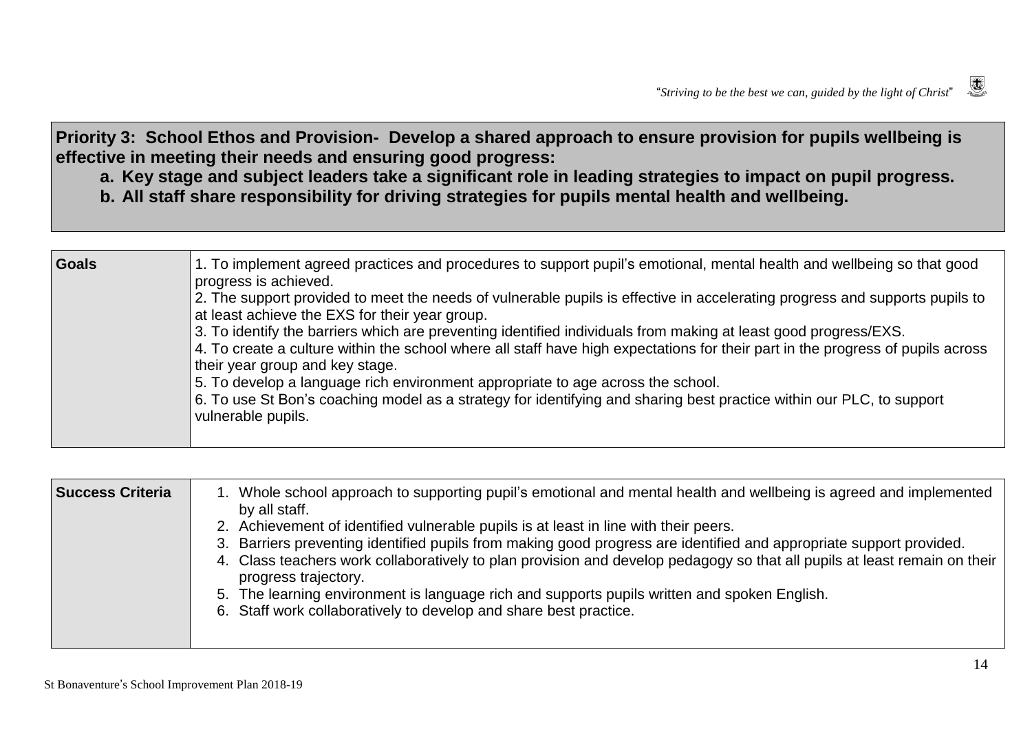**Priority 3: School Ethos and Provision- Develop a shared approach to ensure provision for pupils wellbeing is effective in meeting their needs and ensuring good progress:**

**a. Key stage and subject leaders take a significant role in leading strategies to impact on pupil progress.**

**b. All staff share responsibility for driving strategies for pupils mental health and wellbeing.**

| **Goals** | 1. To implement agreed practices and procedures to support pupil's emotional, mental health and wellbeing so that good progress is achieved.<br>2. The support provided to meet the needs of vulnerable pupils is effective in accelerating progress and supports pupils to at least achieve the EXS for their year group.<br>3. To identify the barriers which are preventing identified individuals from making at least good progress/EXS.<br>4. To create a culture within the school where all staff have high expectations for their part in the progress of pupils across their year group and key stage.<br>5. To develop a language rich environment appropriate to age across the school.<br>6. To use St Bon's coaching model as a strategy for identifying and sharing best practice within our PLC, to support vulnerable pupils. |
|---|---|

| **Success Criteria** | 1. Whole school approach to supporting pupil's emotional and mental health and wellbeing is agreed and implemented by all staff.<br>2. Achievement of identified vulnerable pupils is at least in line with their peers.<br>3. Barriers preventing identified pupils from making good progress are identified and appropriate support provided.<br>4. Class teachers work collaboratively to plan provision and develop pedagogy so that all pupils at least remain on their progress trajectory.<br>5. The learning environment is language rich and supports pupils written and spoken English.<br>6. Staff work collaboratively to develop and share best practice. |
|---|---|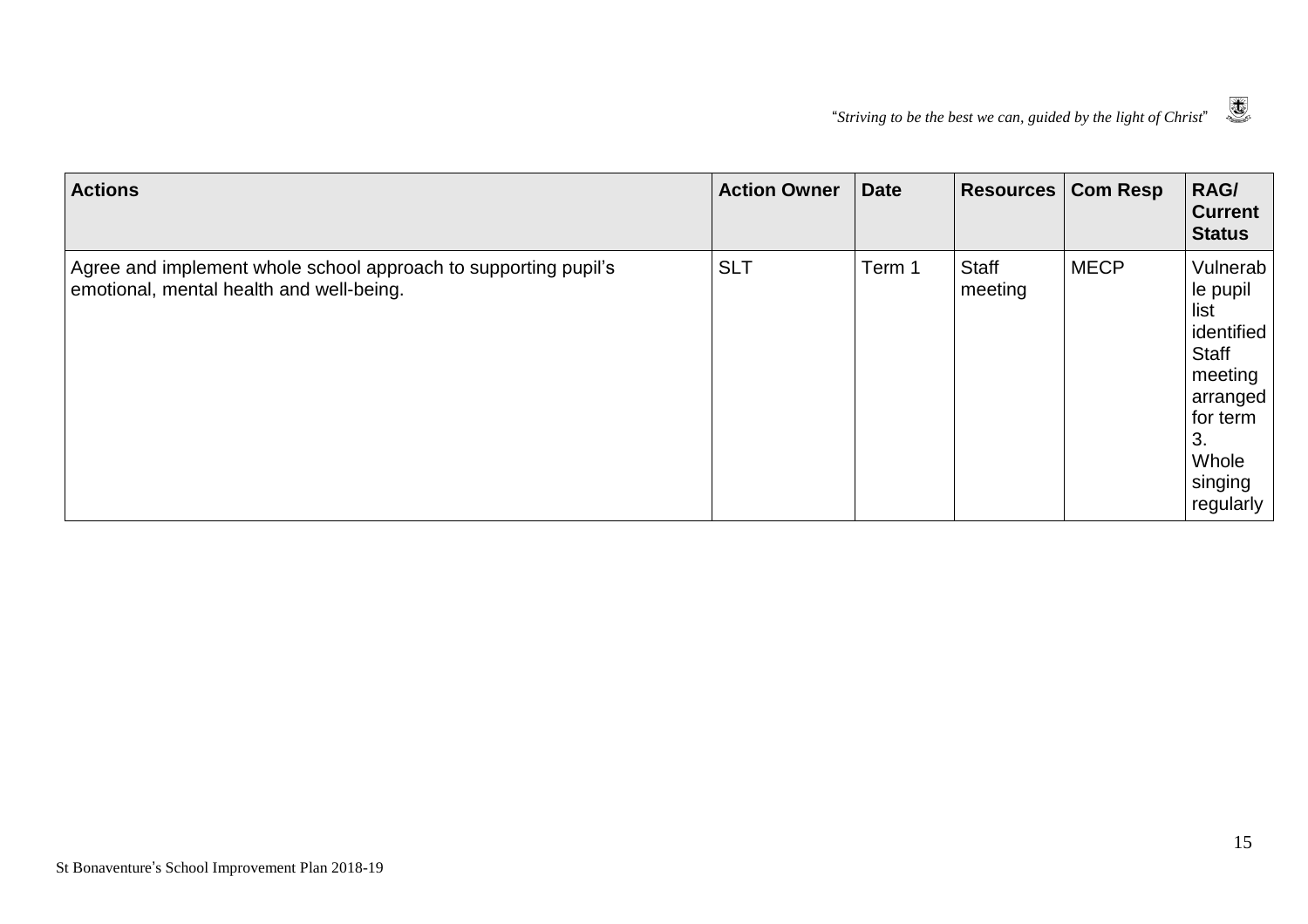| Actions | Action Owner | Date | Resources | Com Resp | RAG/ Current Status |
|---|---|---|---|---|---|
| Agree and implement whole school approach to supporting pupil's emotional, mental health and well-being. | SLT | Term 1 | Staff meeting | MECP | Vulnerable pupil list identified Staff meeting arranged for term 3. Whole singing regularly |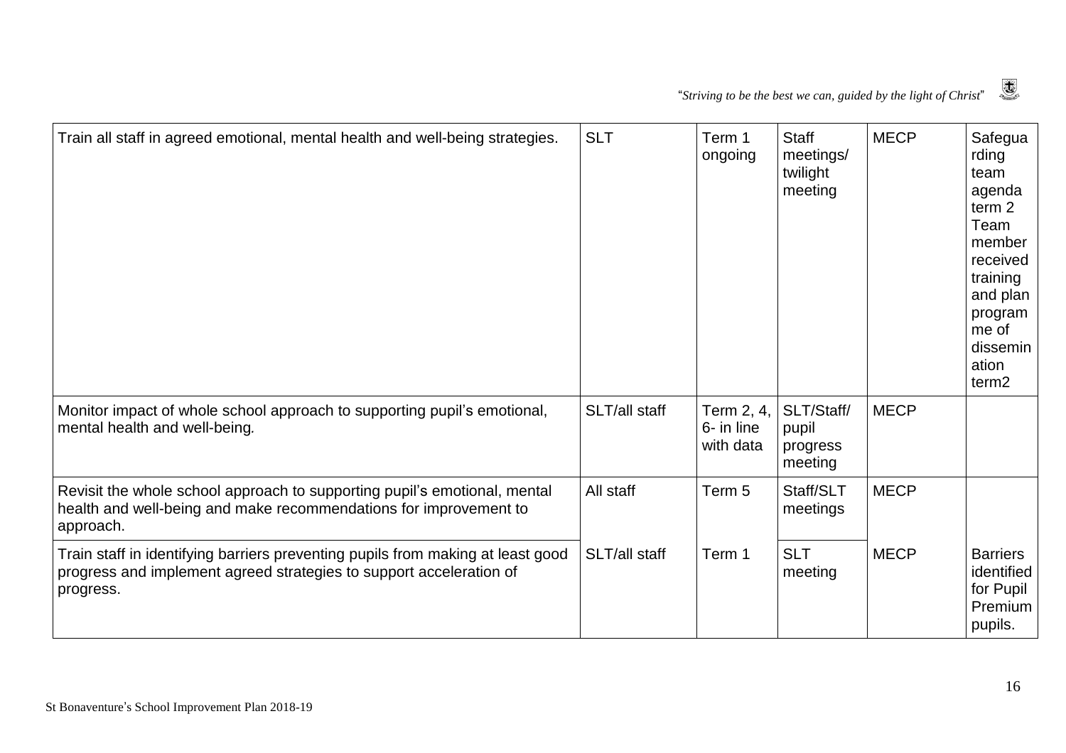| | | | | | |
|---|---|---|---|---|---|
| Train all staff in agreed emotional, mental health and well-being strategies. | SLT | Term 1 ongoing | Staff meetings/ twilight meeting | MECP | Safeguarding team agenda term 2 Team member received training and plan programme of dissemination term2 |
| Monitor impact of whole school approach to supporting pupil's emotional, mental health and well-being. | SLT/all staff | Term 2, 4, 6- in line with data | SLT/Staff/ pupil progress meeting | MECP | |
| Revisit the whole school approach to supporting pupil's emotional, mental health and well-being and make recommendations for improvement to approach. | All staff | Term 5 | Staff/SLT meetings | MECP | |
| Train staff in identifying barriers preventing pupils from making at least good progress and implement agreed strategies to support acceleration of progress. | SLT/all staff | Term 1 | SLT meeting | MECP | Barriers identified for Pupil Premium pupils. |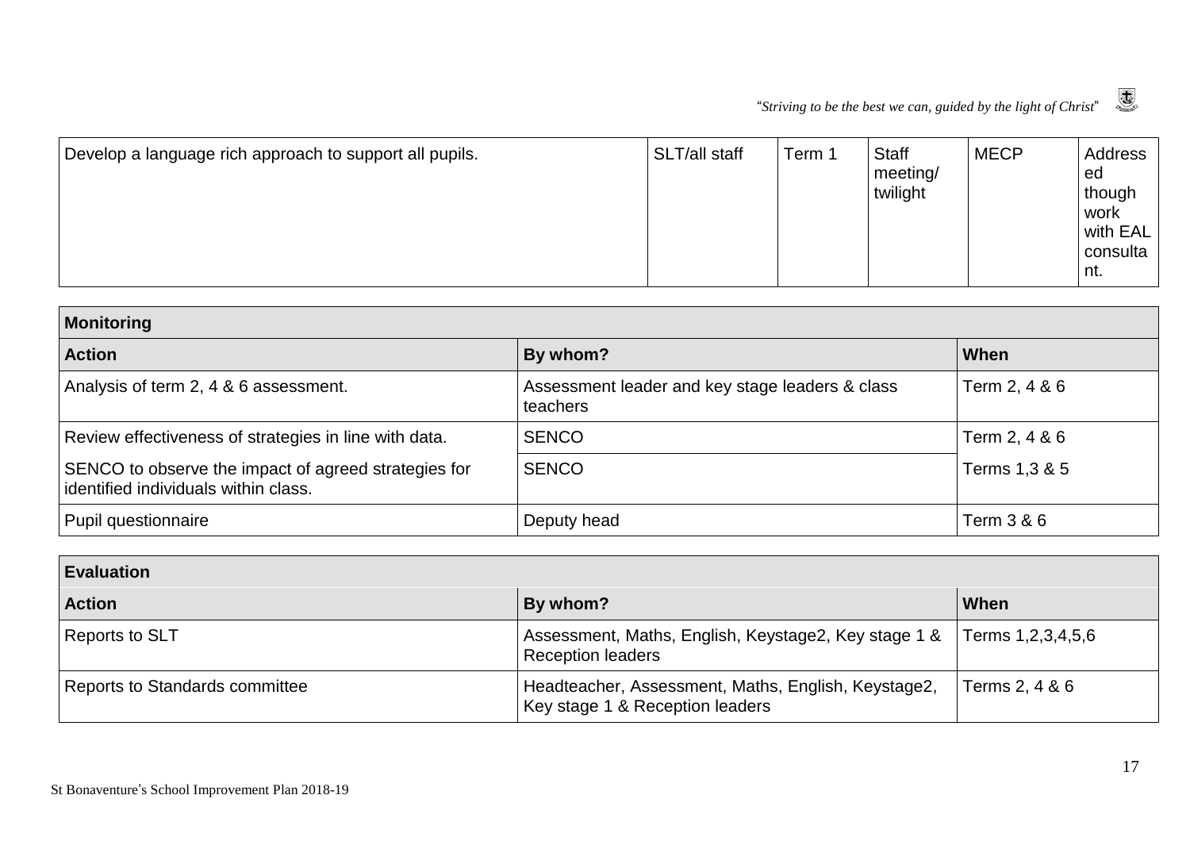| Develop a language rich approach to support all pupils. | SLT/all staff | Term 1 | Staff meeting/ twilight | MECP | Addressed though work with EAL consultant. |
|---|---|---|---|---|---|

| Monitoring | | |
|---|---|---|
| **Action** | **By whom?** | **When** |
| Analysis of term 2, 4 & 6 assessment. | Assessment leader and key stage leaders & class teachers | Term 2, 4 & 6 |
| Review effectiveness of strategies in line with data. | SENCO | Term 2, 4 & 6 |
| SENCO to observe the impact of agreed strategies for identified individuals within class. | SENCO | Terms 1,3 & 5 |
| Pupil questionnaire | Deputy head | Term 3 & 6 |

| Evaluation | | |
|---|---|---|
| **Action** | **By whom?** | **When** |
| Reports to SLT | Assessment, Maths, English, Keystage2, Key stage 1 & Reception leaders | Terms 1,2,3,4,5,6 |
| Reports to Standards committee | Headteacher, Assessment, Maths, English, Keystage2, Key stage 1 & Reception leaders | Terms 2, 4 & 6 |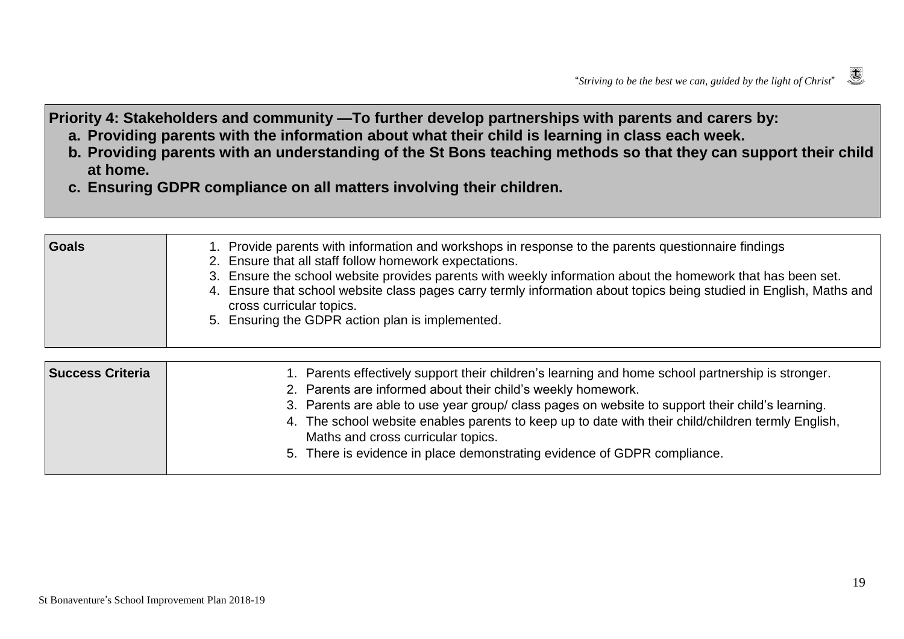**Priority 4: Stakeholders and community —To further develop partnerships with parents and carers by:**

**a. Providing parents with the information about what their child is learning in class each week.**
**b. Providing parents with an understanding of the St Bons teaching methods so that they can support their child at home.**
**c. Ensuring GDPR compliance on all matters involving their children.**

| **Goals** | 1. Provide parents with information and workshops in response to the parents questionnaire findings<br>2. Ensure that all staff follow homework expectations.<br>3. Ensure the school website provides parents with weekly information about the homework that has been set.<br>4. Ensure that school website class pages carry termly information about topics being studied in English, Maths and cross curricular topics.<br>5. Ensuring the GDPR action plan is implemented. |
|---|---|

| **Success Criteria** | 1. Parents effectively support their children's learning and home school partnership is stronger.<br>2. Parents are informed about their child's weekly homework.<br>3. Parents are able to use year group/ class pages on website to support their child's learning.<br>4. The school website enables parents to keep up to date with their child/children termly English, Maths and cross curricular topics.<br>5. There is evidence in place demonstrating evidence of GDPR compliance. |
|---|---|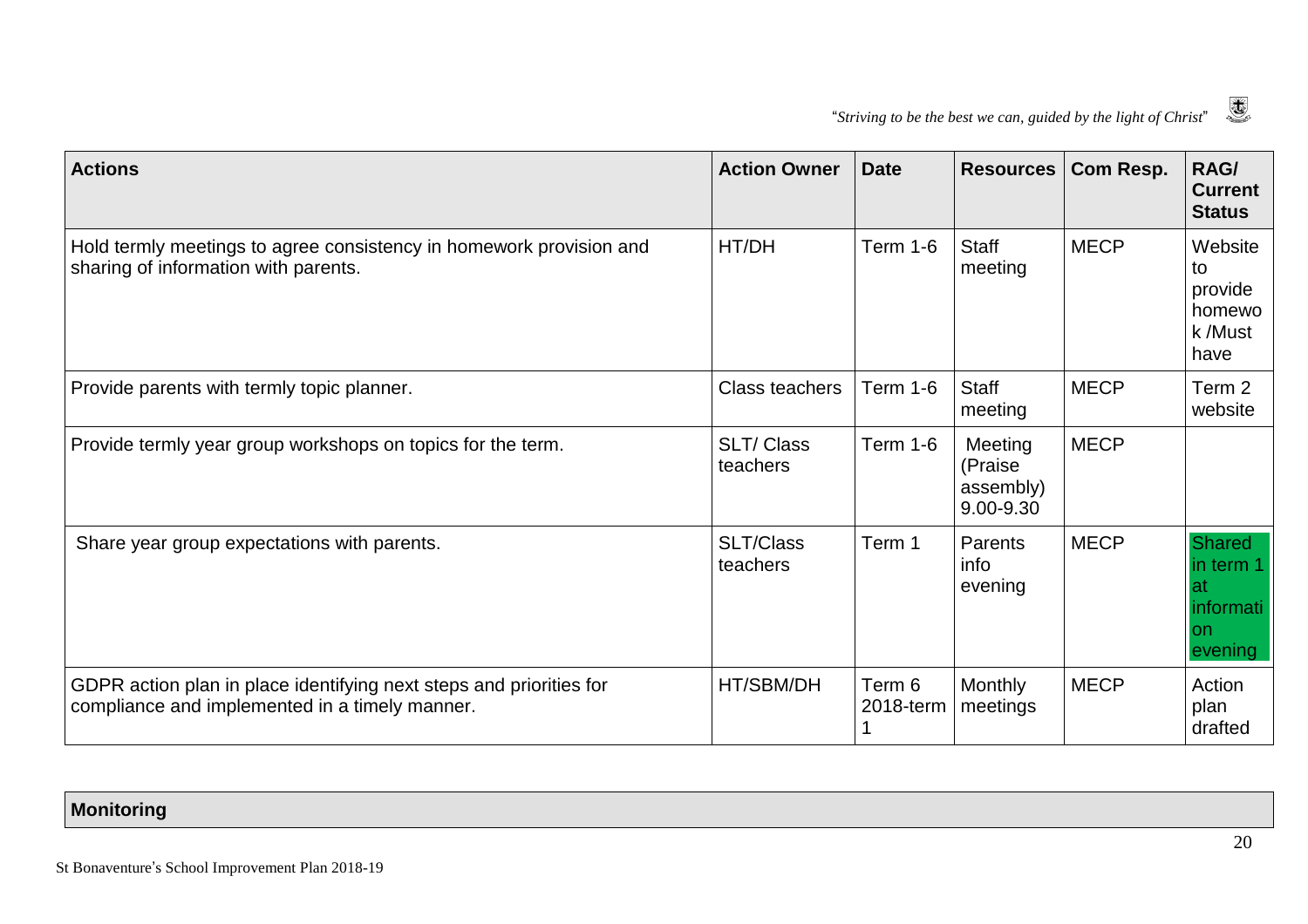| Actions | Action Owner | Date | Resources | Com Resp. | RAG/ Current Status |
|---|---|---|---|---|---|
| Hold termly meetings to agree consistency in homework provision and sharing of information with parents. | HT/DH | Term 1-6 | Staff meeting | MECP | Website to provide homewo k /Must have |
| Provide parents with termly topic planner. | Class teachers | Term 1-6 | Staff meeting | MECP | Term 2 website |
| Provide termly year group workshops on topics for the term. | SLT/ Class teachers | Term 1-6 | Meeting (Praise assembly) 9.00-9.30 | MECP | |
| Share year group expectations with parents. | SLT/Class teachers | Term 1 | Parents info evening | MECP | Shared in term 1 at information evening |
| GDPR action plan in place identifying next steps and priorities for compliance and implemented in a timely manner. | HT/SBM/DH | Term 6 2018-term 1 | Monthly meetings | MECP | Action plan drafted |

| Monitoring |
|---|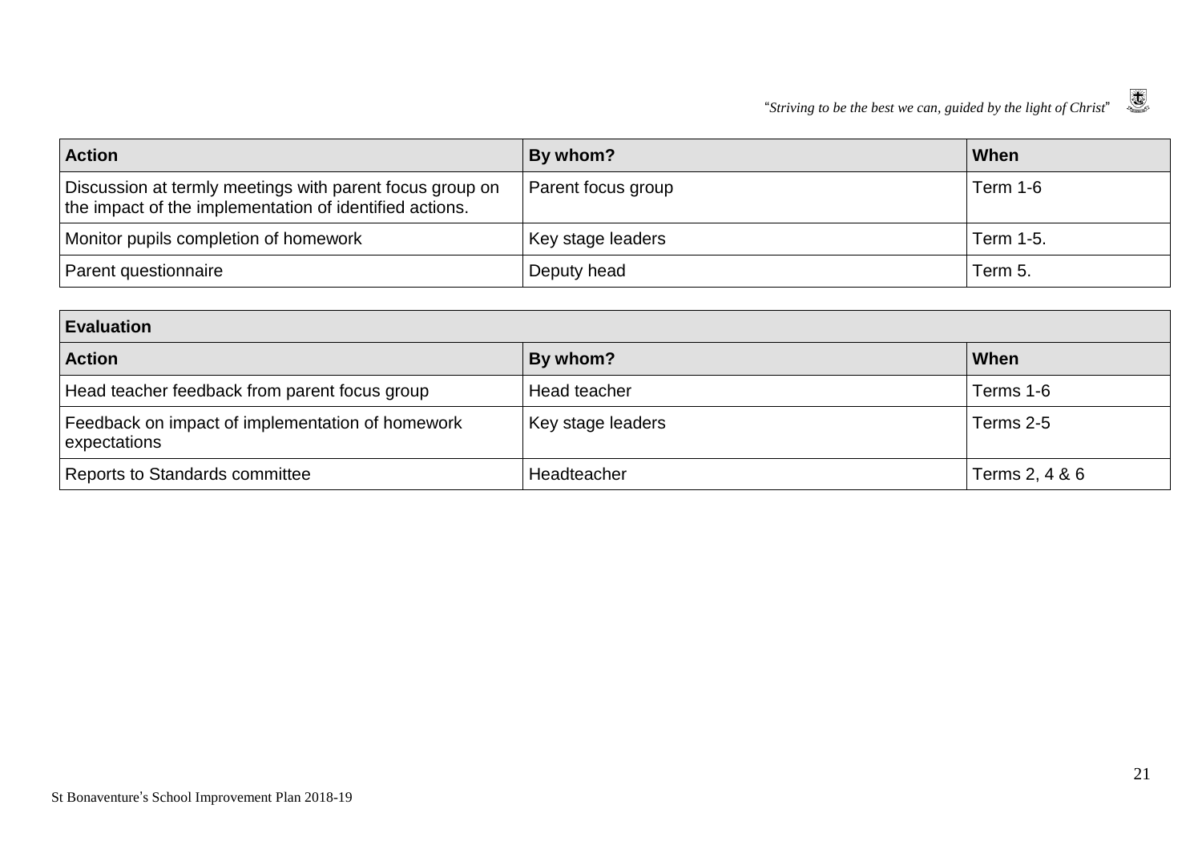| Action | By whom? | When |
| --- | --- | --- |
| Discussion at termly meetings with parent focus group on the impact of the implementation of identified actions. | Parent focus group | Term 1-6 |
| Monitor pupils completion of homework | Key stage leaders | Term 1-5. |
| Parent questionnaire | Deputy head | Term 5. |

| Evaluation | | |
| --- | --- | --- |
| **Action** | **By whom?** | **When** |
| Head teacher feedback from parent focus group | Head teacher | Terms 1-6 |
| Feedback on impact of implementation of homework expectations | Key stage leaders | Terms 2-5 |
| Reports to Standards committee | Headteacher | Terms 2, 4 & 6 |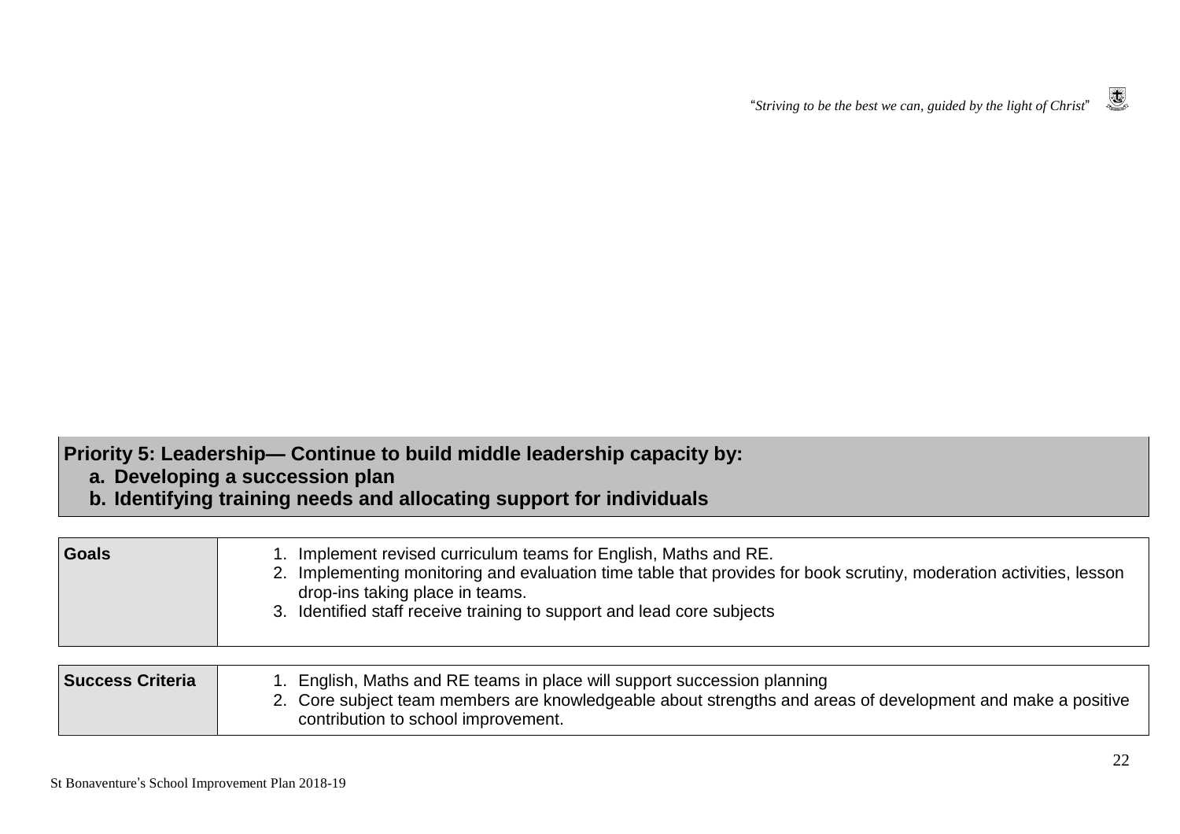## Priority 5: Leadership— Continue to build middle leadership capacity by:

**a. Developing a succession plan**
**b. Identifying training needs and allocating support for individuals**

| Goals | 1. Implement revised curriculum teams for English, Maths and RE.<br>2. Implementing monitoring and evaluation time table that provides for book scrutiny, moderation activities, lesson drop-ins taking place in teams.<br>3. Identified staff receive training to support and lead core subjects |
|---|---|

| Success Criteria | 1. English, Maths and RE teams in place will support succession planning<br>2. Core subject team members are knowledgeable about strengths and areas of development and make a positive contribution to school improvement. |
|---|---|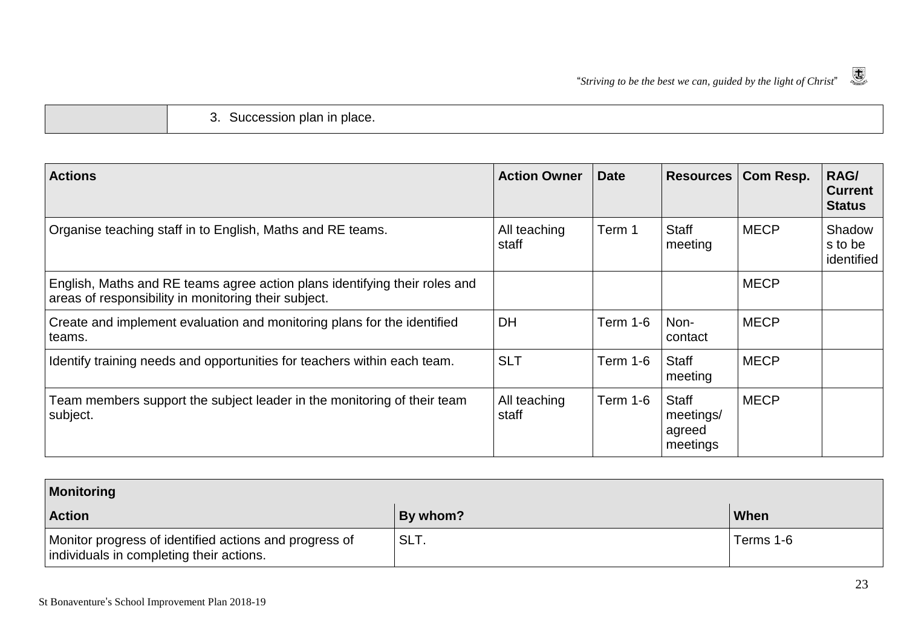| | 3. Succession plan in place. |
|---|---|

| Actions | Action Owner | Date | Resources | Com Resp. | RAG/ Current Status |
|---|---|---|---|---|---|
| Organise teaching staff in to English, Maths and RE teams. | All teaching staff | Term 1 | Staff meeting | MECP | Shadows to be identified |
| English, Maths and RE teams agree action plans identifying their roles and areas of responsibility in monitoring their subject. | | | | MECP | |
| Create and implement evaluation and monitoring plans for the identified teams. | DH | Term 1-6 | Non-contact | MECP | |
| Identify training needs and opportunities for teachers within each team. | SLT | Term 1-6 | Staff meeting | MECP | |
| Team members support the subject leader in the monitoring of their team subject. | All teaching staff | Term 1-6 | Staff meetings/ agreed meetings | MECP | |

| Monitoring | | |
|---|---|---|
| **Action** | **By whom?** | **When** |
| Monitor progress of identified actions and progress of individuals in completing their actions. | SLT. | Terms 1-6 |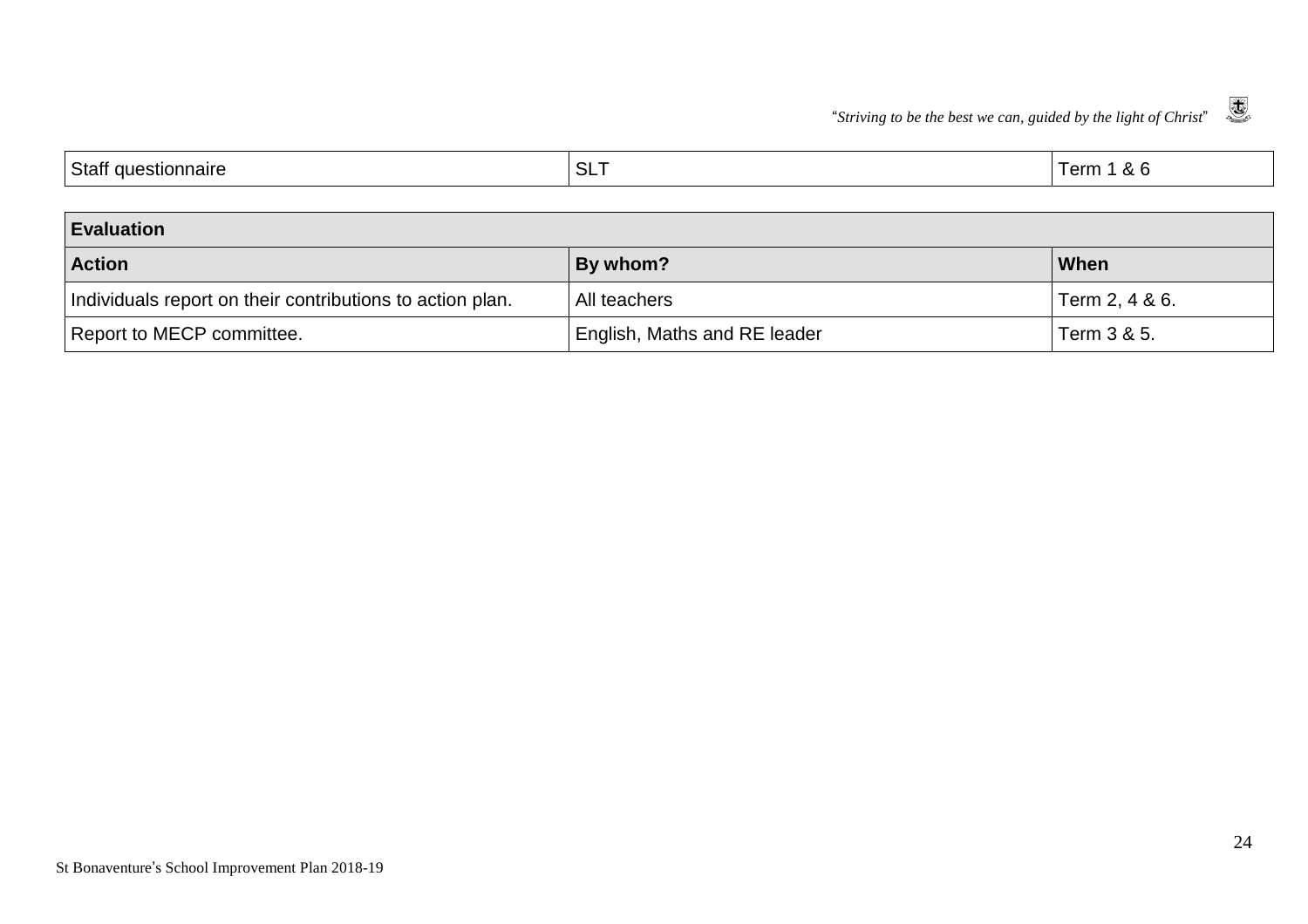| | | |
|---|---|---|
| Staff questionnaire | SLT | Term 1 & 6 |

| **Evaluation** | | |
|---|---|---|
| **Action** | **By whom?** | **When** |
| Individuals report on their contributions to action plan. | All teachers | Term 2, 4 & 6. |
| Report to MECP committee. | English, Maths and RE leader | Term 3 & 5. |